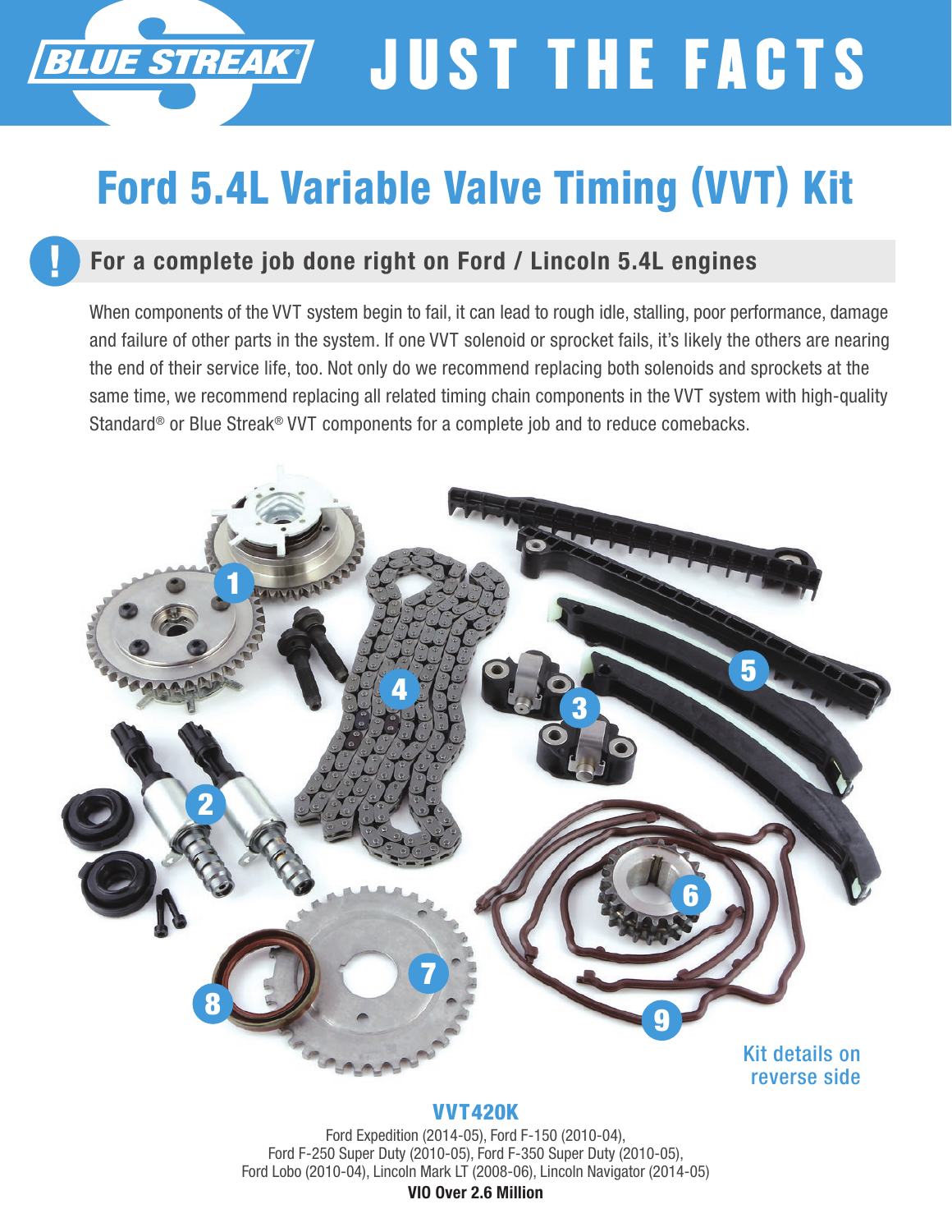# JUST THE FACTS

# Ford 5.4L Variable Valve Timing (VVT) Kit

## For a complete job done right on Ford / Lincoln 5.4L engines

When components of the VVT system begin to fail, it can lead to rough idle, stalling, poor performance, damage and failure of other parts in the system. If one VVT solenoid or sprocket fails, it's likely the others are nearing the end of their service life, too. Not only do we recommend replacing both solenoids and sprockets at the same time, we recommend replacing all related timing chain components in the VVT system with high-quality Standard® or Blue Streak® VVT components for a complete job and to reduce comebacks.

Kit details on reverse side

**VVT420K**

Ford Expedition (2014-05), Ford F-150 (2010-04),
Ford F-250 Super Duty (2010-05), Ford F-350 Super Duty (2010-05),
Ford Lobo (2010-04), Lincoln Mark LT (2008-06), Lincoln Navigator (2014-05)

**VIO Over 2.6 Million**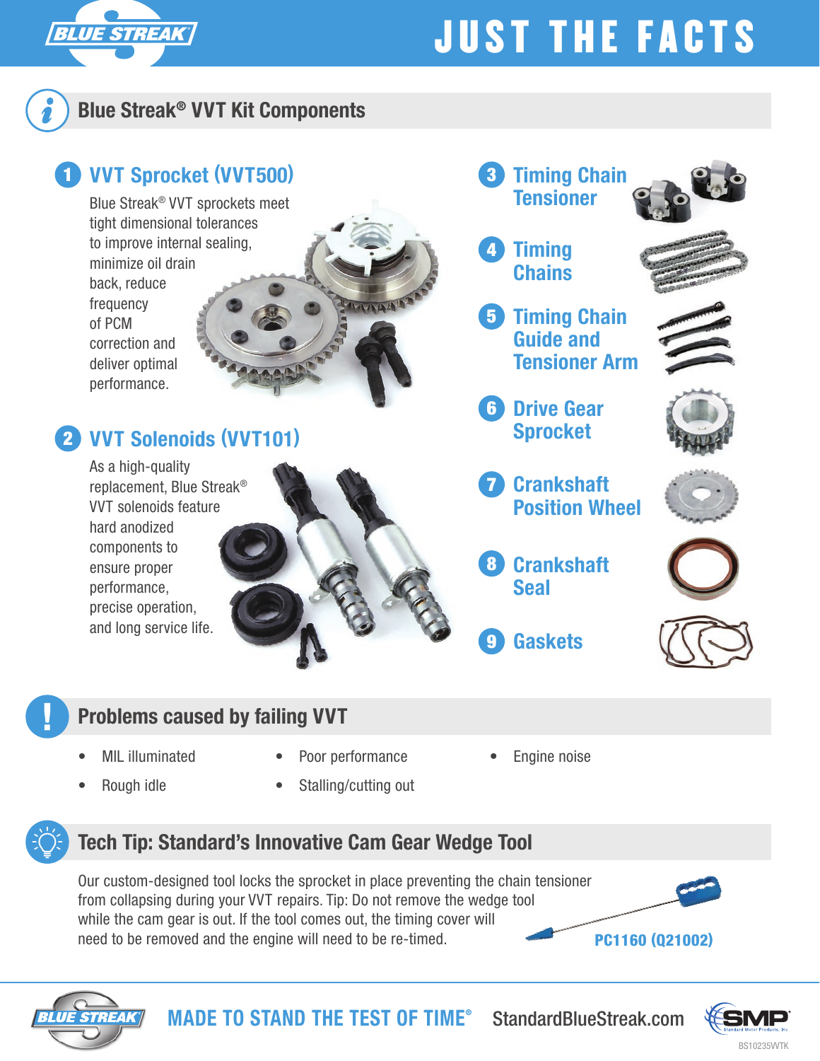# JUST THE FACTS

## Blue Streak® VVT Kit Components

### 1 VVT Sprocket (VVT500)

Blue Streak® VVT sprockets meet tight dimensional tolerances to improve internal sealing, minimize oil drain back, reduce frequency of PCM correction and deliver optimal performance.

### 2 VVT Solenoids (VVT101)

As a high-quality replacement, Blue Streak® VVT solenoids feature hard anodized components to ensure proper performance, precise operation, and long service life.

### 3 Timing Chain Tensioner

### 4 Timing Chains

### 5 Timing Chain Guide and Tensioner Arm

### 6 Drive Gear Sprocket

### 7 Crankshaft Position Wheel

### 8 Crankshaft Seal

### 9 Gaskets

## Problems caused by failing VVT

- MIL illuminated
- Rough idle
- Poor performance
- Stalling/cutting out
- Engine noise

## Tech Tip: Standard's Innovative Cam Gear Wedge Tool

Our custom-designed tool locks the sprocket in place preventing the chain tensioner from collapsing during your VVT repairs. Tip: Do not remove the wedge tool while the cam gear is out. If the tool comes out, the timing cover will need to be removed and the engine will need to be re-timed.

**PC1160 (Q21002)**

MADE TO STAND THE TEST OF TIME® StandardBlueStreak.com

BS10235WTK